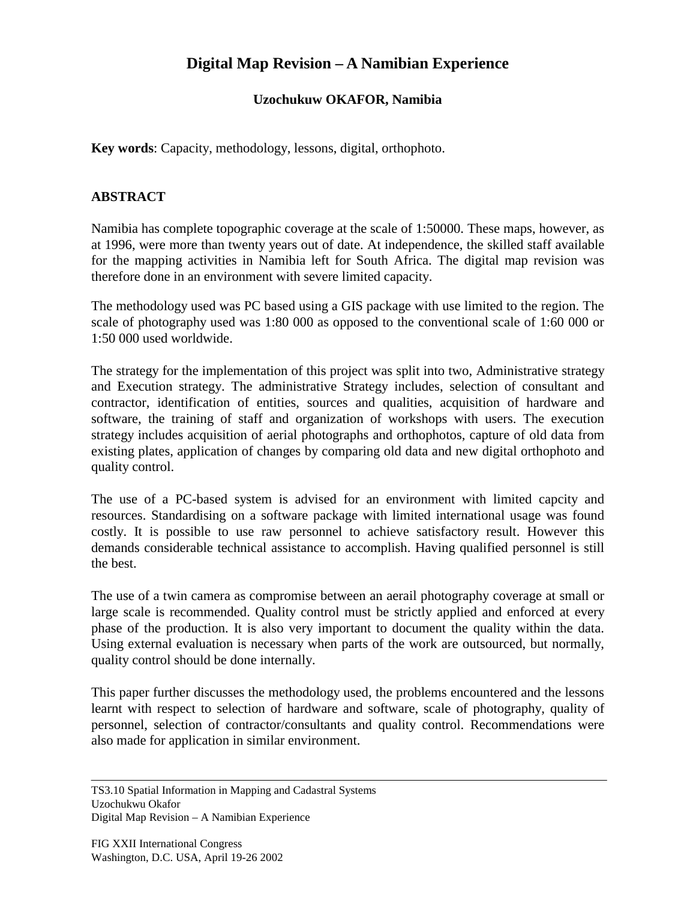# Digital Map Revision – A Namibian Experience

**Uzochukuw OKAFOR, Namibia**

**Key words**: Capacity, methodology, lessons, digital, orthophoto.

## ABSTRACT

Namibia has complete topographic coverage at the scale of 1:50000. These maps, however, as at 1996, were more than twenty years out of date. At independence, the skilled staff available for the mapping activities in Namibia left for South Africa. The digital map revision was therefore done in an environment with severe limited capacity.

The methodology used was PC based using a GIS package with use limited to the region. The scale of photography used was 1:80 000 as opposed to the conventional scale of 1:60 000 or 1:50 000 used worldwide.

The strategy for the implementation of this project was split into two, Administrative strategy and Execution strategy. The administrative Strategy includes, selection of consultant and contractor, identification of entities, sources and qualities, acquisition of hardware and software, the training of staff and organization of workshops with users. The execution strategy includes acquisition of aerial photographs and orthophotos, capture of old data from existing plates, application of changes by comparing old data and new digital orthophoto and quality control.

The use of a PC-based system is advised for an environment with limited capcity and resources. Standardising on a software package with limited international usage was found costly. It is possible to use raw personnel to achieve satisfactory result. However this demands considerable technical assistance to accomplish. Having qualified personnel is still the best.

The use of a twin camera as compromise between an aerail photography coverage at small or large scale is recommended. Quality control must be strictly applied and enforced at every phase of the production. It is also very important to document the quality within the data. Using external evaluation is necessary when parts of the work are outsourced, but normally, quality control should be done internally.

This paper further discusses the methodology used, the problems encountered and the lessons learnt with respect to selection of hardware and software, scale of photography, quality of personnel, selection of contractor/consultants and quality control. Recommendations were also made for application in similar environment.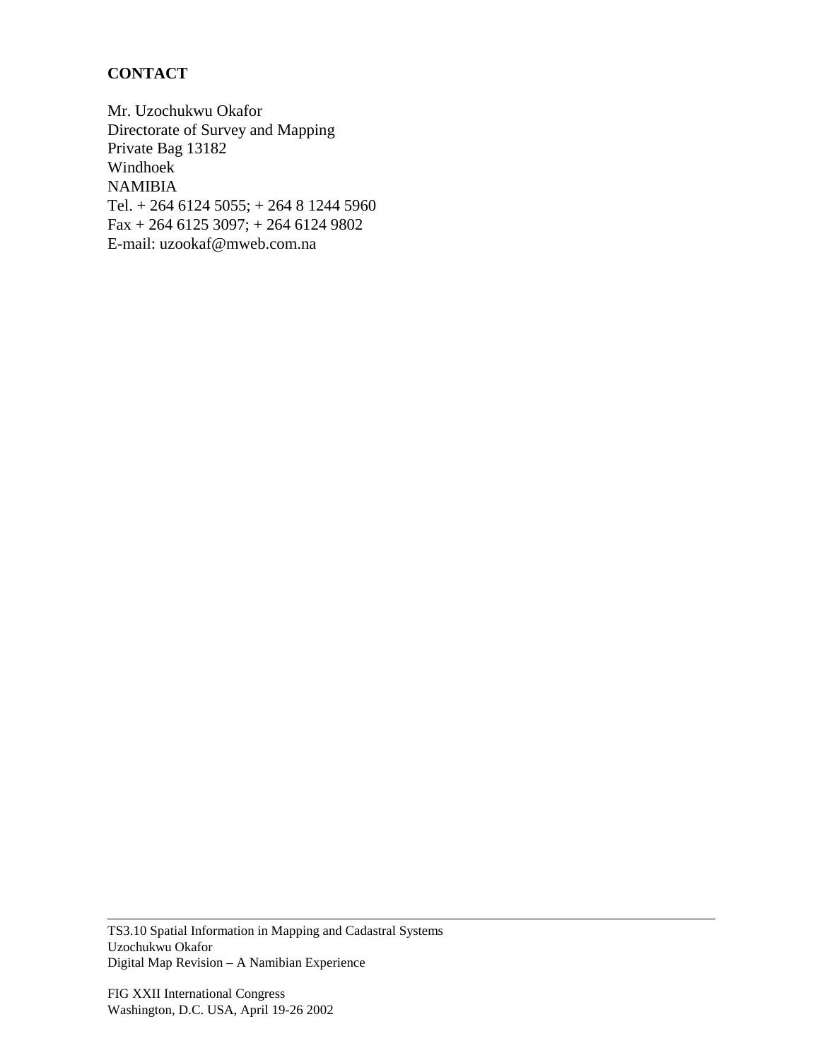**CONTACT**

Mr. Uzochukwu Okafor
Directorate of Survey and Mapping
Private Bag 13182
Windhoek
NAMIBIA
Tel. + 264 6124 5055; + 264 8 1244 5960
Fax + 264 6125 3097; + 264 6124 9802
E-mail: uzookaf@mweb.com.na